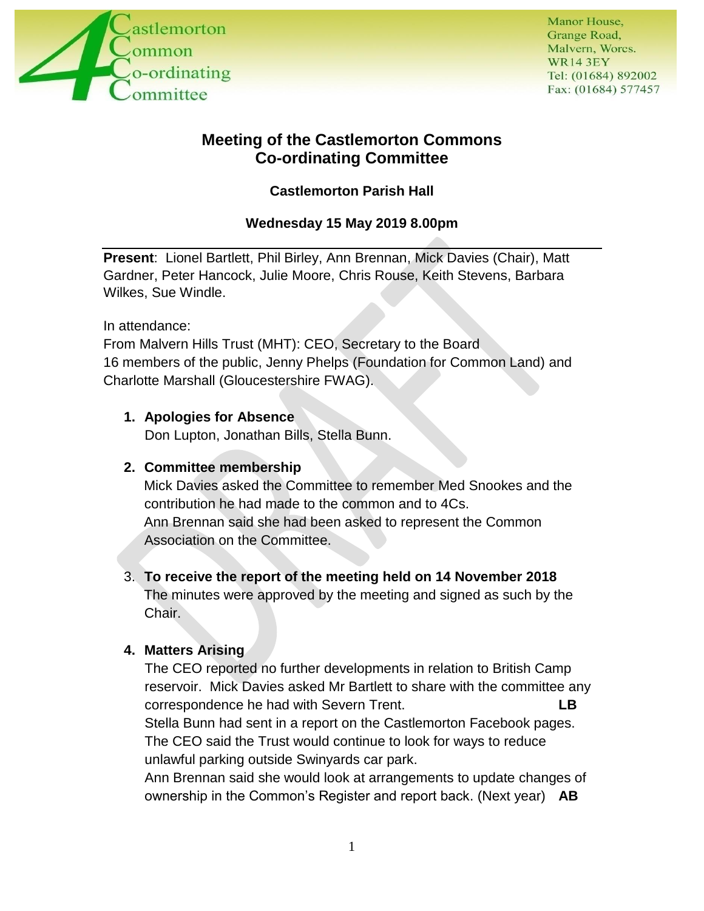Castlemorton Common Co-ordinating Committee

Manor House,
Grange Road,
Malvern, Worcs.
WR14 3EY
Tel: (01684) 892002
Fax: (01684) 577457

# Meeting of the Castlemorton Commons Co-ordinating Committee

### Castlemorton Parish Hall

### Wednesday 15 May 2019 8.00pm

**Present**: Lionel Bartlett, Phil Birley, Ann Brennan, Mick Davies (Chair), Matt Gardner, Peter Hancock, Julie Moore, Chris Rouse, Keith Stevens, Barbara Wilkes, Sue Windle.

In attendance:
From Malvern Hills Trust (MHT): CEO, Secretary to the Board
16 members of the public, Jenny Phelps (Foundation for Common Land) and Charlotte Marshall (Gloucestershire FWAG).

1. **Apologies for Absence**
   Don Lupton, Jonathan Bills, Stella Bunn.

2. **Committee membership**
   Mick Davies asked the Committee to remember Med Snookes and the contribution he had made to the common and to 4Cs.
   Ann Brennan said she had been asked to represent the Common Association on the Committee.

3. **To receive the report of the meeting held on 14 November 2018**
   The minutes were approved by the meeting and signed as such by the Chair.

4. **Matters Arising**
   The CEO reported no further developments in relation to British Camp reservoir. Mick Davies asked Mr Bartlett to share with the committee any correspondence he had with Severn Trent. **LB**
   Stella Bunn had sent in a report on the Castlemorton Facebook pages.
   The CEO said the Trust would continue to look for ways to reduce unlawful parking outside Swinyards car park.
   Ann Brennan said she would look at arrangements to update changes of ownership in the Common's Register and report back. (Next year) **AB**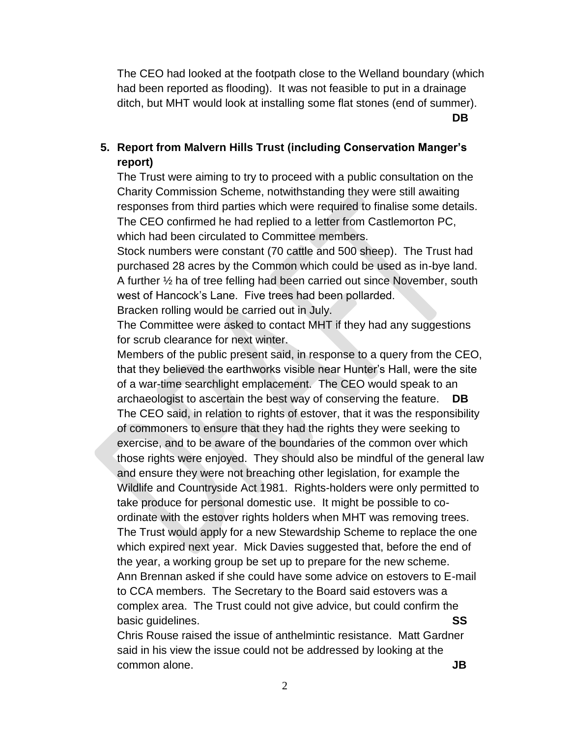The CEO had looked at the footpath close to the Welland boundary (which had been reported as flooding). It was not feasible to put in a drainage ditch, but MHT would look at installing some flat stones (end of summer). **DB**

**5. Report from Malvern Hills Trust (including Conservation Manger's report)**

The Trust were aiming to try to proceed with a public consultation on the Charity Commission Scheme, notwithstanding they were still awaiting responses from third parties which were required to finalise some details. The CEO confirmed he had replied to a letter from Castlemorton PC, which had been circulated to Committee members.

Stock numbers were constant (70 cattle and 500 sheep). The Trust had purchased 28 acres by the Common which could be used as in-bye land. A further ½ ha of tree felling had been carried out since November, south west of Hancock's Lane. Five trees had been pollarded.

Bracken rolling would be carried out in July.

The Committee were asked to contact MHT if they had any suggestions for scrub clearance for next winter.

Members of the public present said, in response to a query from the CEO, that they believed the earthworks visible near Hunter's Hall, were the site of a war-time searchlight emplacement. The CEO would speak to an archaeologist to ascertain the best way of conserving the feature. **DB**

The CEO said, in relation to rights of estover, that it was the responsibility of commoners to ensure that they had the rights they were seeking to exercise, and to be aware of the boundaries of the common over which those rights were enjoyed. They should also be mindful of the general law and ensure they were not breaching other legislation, for example the Wildlife and Countryside Act 1981. Rights-holders were only permitted to take produce for personal domestic use. It might be possible to co-ordinate with the estover rights holders when MHT was removing trees.

The Trust would apply for a new Stewardship Scheme to replace the one which expired next year. Mick Davies suggested that, before the end of the year, a working group be set up to prepare for the new scheme.

Ann Brennan asked if she could have some advice on estovers to E-mail to CCA members. The Secretary to the Board said estovers was a complex area. The Trust could not give advice, but could confirm the basic guidelines. **SS**

Chris Rouse raised the issue of anthelmintic resistance. Matt Gardner said in his view the issue could not be addressed by looking at the common alone. **JB**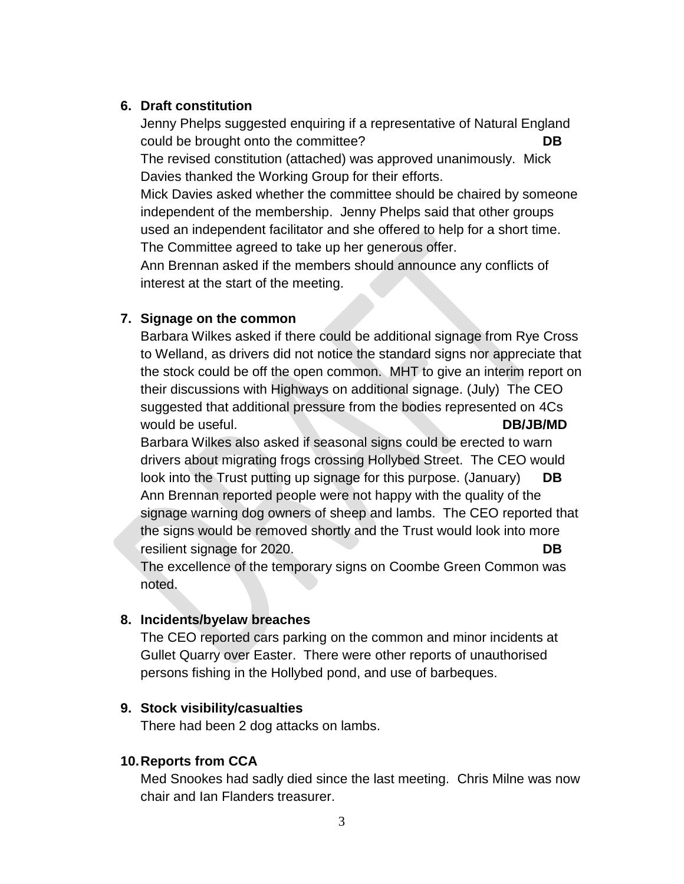6. **Draft constitution**

   Jenny Phelps suggested enquiring if a representative of Natural England could be brought onto the committee? **DB**

   The revised constitution (attached) was approved unanimously. Mick Davies thanked the Working Group for their efforts.

   Mick Davies asked whether the committee should be chaired by someone independent of the membership. Jenny Phelps said that other groups used an independent facilitator and she offered to help for a short time. The Committee agreed to take up her generous offer.

   Ann Brennan asked if the members should announce any conflicts of interest at the start of the meeting.

7. **Signage on the common**

   Barbara Wilkes asked if there could be additional signage from Rye Cross to Welland, as drivers did not notice the standard signs nor appreciate that the stock could be off the open common. MHT to give an interim report on their discussions with Highways on additional signage. (July) The CEO suggested that additional pressure from the bodies represented on 4Cs would be useful. **DB/JB/MD**

   Barbara Wilkes also asked if seasonal signs could be erected to warn drivers about migrating frogs crossing Hollybed Street. The CEO would look into the Trust putting up signage for this purpose. (January) **DB**

   Ann Brennan reported people were not happy with the quality of the signage warning dog owners of sheep and lambs. The CEO reported that the signs would be removed shortly and the Trust would look into more resilient signage for 2020. **DB**

   The excellence of the temporary signs on Coombe Green Common was noted.

8. **Incidents/byelaw breaches**

   The CEO reported cars parking on the common and minor incidents at Gullet Quarry over Easter. There were other reports of unauthorised persons fishing in the Hollybed pond, and use of barbeques.

9. **Stock visibility/casualties**

   There had been 2 dog attacks on lambs.

10. **Reports from CCA**

    Med Snookes had sadly died since the last meeting. Chris Milne was now chair and Ian Flanders treasurer.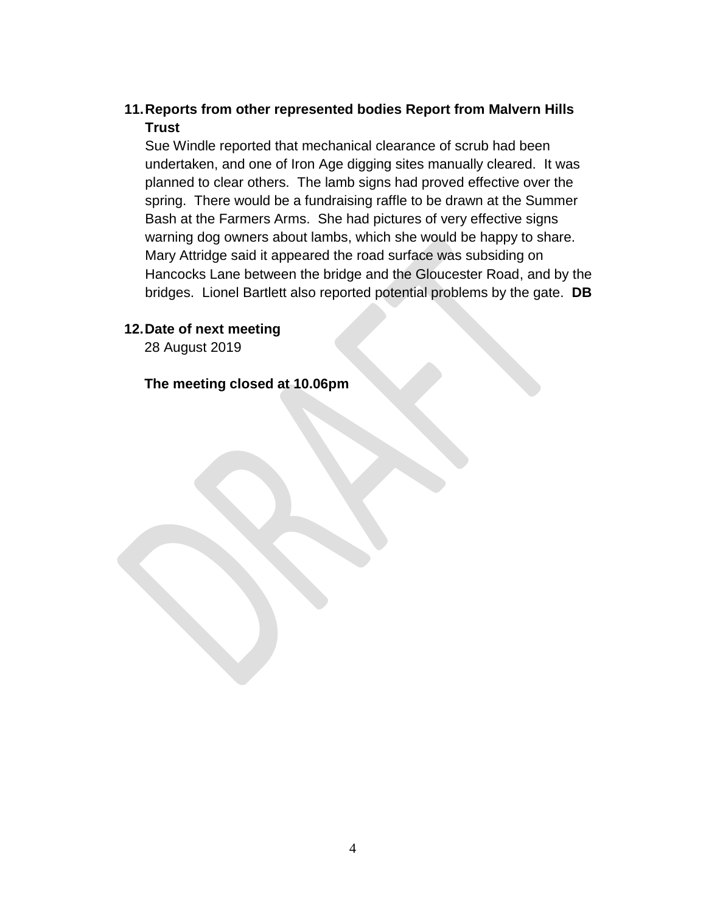11. **Reports from other represented bodies Report from Malvern Hills Trust**

    Sue Windle reported that mechanical clearance of scrub had been undertaken, and one of Iron Age digging sites manually cleared. It was planned to clear others. The lamb signs had proved effective over the spring. There would be a fundraising raffle to be drawn at the Summer Bash at the Farmers Arms. She had pictures of very effective signs warning dog owners about lambs, which she would be happy to share. Mary Attridge said it appeared the road surface was subsiding on Hancocks Lane between the bridge and the Gloucester Road, and by the bridges. Lionel Bartlett also reported potential problems by the gate. **DB**

12. **Date of next meeting**

    28 August 2019

**The meeting closed at 10.06pm**